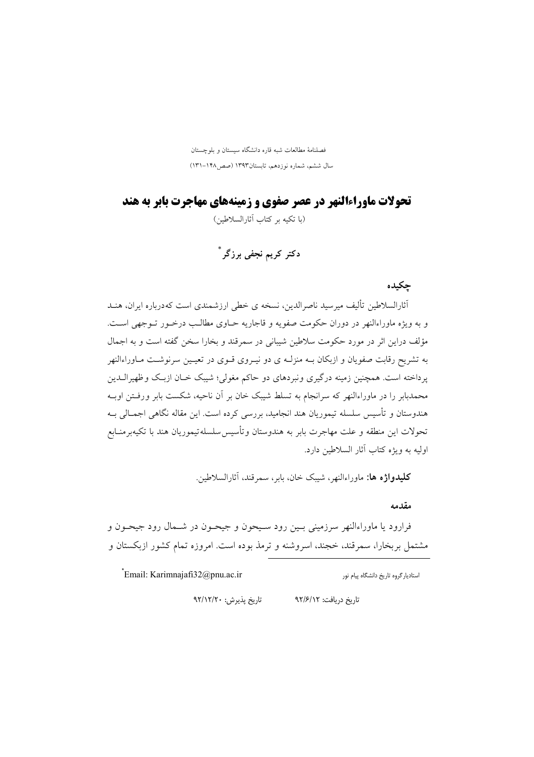فصلنامهٔ مطالعات شبه قاره دانشگاه سیستان و بلوچستان
سال ششم، شماره نوزدهم، تابستان۱۳۹۳ (صص۱۴۸-۱۳۱)

# تحولات ماوراءالنهر در عصر صفوی و زمینه‌های مهاجرت بابر به هند

(با تکیه بر کتاب آثارالسلاطین)

**دکتر کریم نجفی برزگر** [*]

## چکیده

آثارالسلاطین تألیف میرسید ناصرالدین، نسخه ی خطی ارزشمندی است که‌درباره ایران، هند و به ویژه ماوراءالنهر در دوران حکومت صفویه و قاجاریه حاوی مطالب درخور توجهی است. مؤلف دراین اثر در مورد حکومت سلاطین شیبانی در سمرقند و بخارا سخن گفته است و به اجمال به تشریح رقابت صفویان و ازبکان به منزله ی دو نیروی قوی در تعیین سرنوشت ماوراءالنهر پرداخته است. همچنین زمینه درگیری ونبردهای دو حاکم مغولی؛ شیبک خان ازبک وظهیرالدین محمدبابر را در ماوراءالنهر که سرانجام به تسلط شیبک خان بر آن ناحیه، شکست بابر ورفتن اوبه هندوستان و تأسیس سلسله تیموریان هند انجامید، بررسی کرده است. این مقاله نگاهی اجمالی به تحولات این منطقه و علت مهاجرت بابر به هندوستان وتأسیس‌سلسله‌تیموریان هند با تکیه‌برمنابع اولیه به ویژه کتاب آثار السلاطین دارد.

**کلیدواژه ها:** ماوراءالنهر، شیبک خان، بابر، سمرقند، آثارالسلاطین.

## مقدمه

فرارود یا ماوراءالنهر سرزمینی بین رود سیحون و جیحون در شمال رود جیحون و مشتمل بربخارا، سمرقند، خجند، اسروشنه و ترمذ بوده است. امروزه تمام کشور ازبکستان و

---

[*] استادیارگروه تاریخ دانشگاه پیام نور — Email: Karimnajafi32@pnu.ac.ir

تاریخ دریافت: ۹۲/۶/۱۲ تاریخ پذیرش: ۹۲/۱۲/۲۰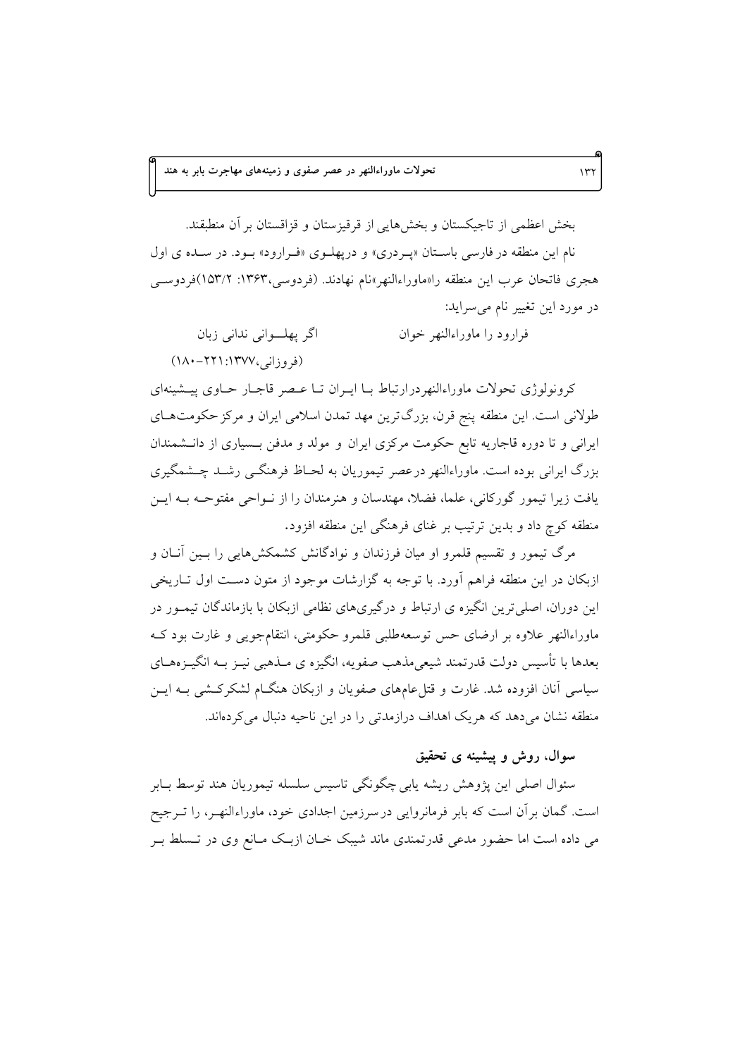بخش اعظمی از تاجیکستان و بخش‌هایی از قرقیزستان و قزاقستان بر آن منطبقند.

نام این منطقه در فارسی باستان «پردری» و درپهلوی «فرارود» بود. در سده ی اول هجری فاتحان عرب این منطقه را«ماوراءالنهر»نام نهادند. (فردوسی،۱۳۶۳: ۱۵۳/۲)فردوسی در مورد این تغییر نام می‌سراید:

اگر پهلوانی ندانی زبان　　　فرارود را ماوراءالنهر خوان

(فروزانی،۱۳۷۷:۲۲۱-۱۸۰)

کرونولوژی تحولات ماوراءالنهردرارتباط با ایران تا عصر قاجار حاوی پیشینه‌ای طولانی است. این منطقه پنج قرن، بزرگ‌ترین مهد تمدن اسلامی ایران و مرکز حکومت‌های ایرانی و تا دوره قاجاریه تابع حکومت مرکزی ایران و مولد و مدفن بسیاری از دانشمندان بزرگ ایرانی بوده است. ماوراءالنهر درعصر تیموریان به لحاظ فرهنگی رشد چشمگیری یافت زیرا تیمور گورکانی، علما، فضلا، مهندسان و هنرمندان را از نواحی مفتوحه به این منطقه کوچ داد و بدین ترتیب بر غنای فرهنگی این منطقه افزود.

مرگ تیمور و تقسیم قلمرو او میان فرزندان و نوادگانش کشمکش‌هایی را بین آنان و ازبکان در این منطقه فراهم آورد. با توجه به گزارشات موجود از متون دست اول تاریخی این دوران، اصلی‌ترین انگیزه ی ارتباط و درگیری‌های نظامی ازبکان با بازماندگان تیمور در ماوراءالنهر علاوه بر ارضای حس توسعه‌طلبی قلمرو حکومتی، انتقام‌جویی و غارت بود که بعدها با تأسیس دولت قدرتمند شیعی‌مذهب صفویه، انگیزه ی مذهبی نیز به انگیزه‌های سیاسی آنان افزوده شد. غارت و قتل‌عام‌های صفویان و ازبکان هنگام لشکرکشی به این منطقه نشان می‌دهد که هریک اهداف درازمدتی را در این ناحیه دنبال می‌کرده‌اند.

## سوال، روش و پیشینه ی تحقیق

سئوال اصلی این پژوهش ریشه یابی چگونگی تاسیس سلسله تیموریان هند توسط بابر است. گمان برآن است که بابر فرمانروایی درسرزمین اجدادی خود، ماوراءالنهر، را ترجیح می داده است اما حضور مدعی قدرتمندی ماند شیبک خان ازبک مانع وی در تسلط بر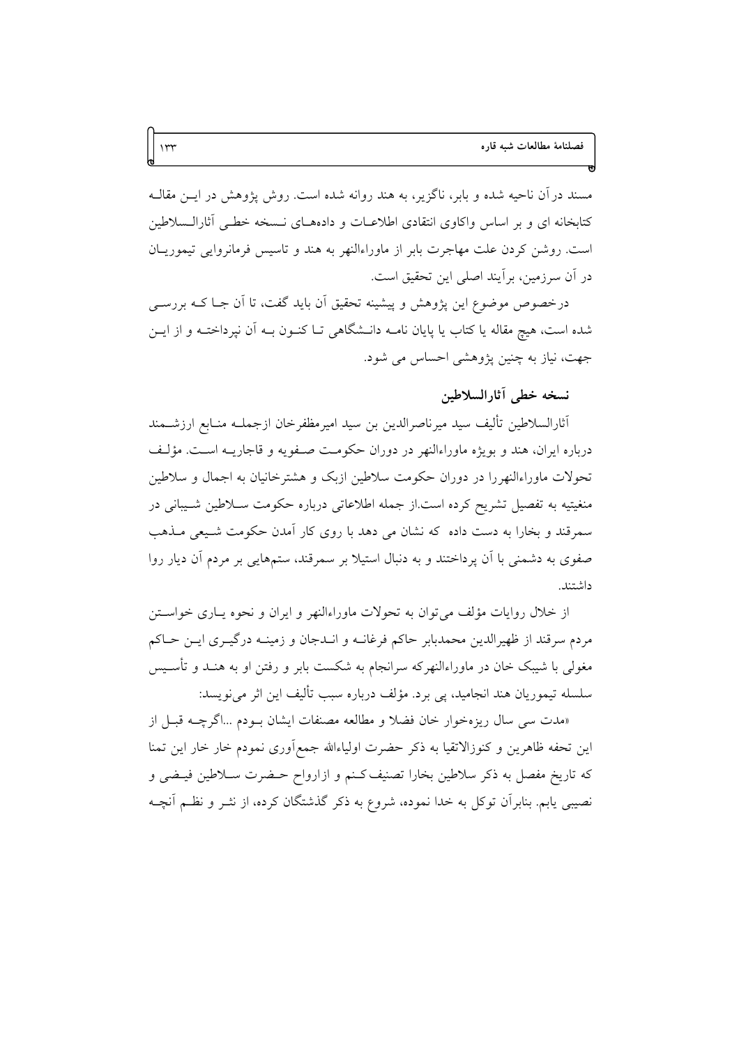مسند درآن ناحیه شده و بابر، ناگزیر، به هند روانه شده است. روش پژوهش در ایــن مقالــه کتابخانه ای و بر اساس واکاوی انتقادی اطلاعــات و دادههــای نــسخه خطــی آثارالــسلاطین است. روشن کردن علت مهاجرت بابر از ماوراءالنهر به هند و تاسیس فرمانروایی تیموریـان در آن سرزمین، برآیند اصلی این تحقیق است.

درخصوص موضوع این پژوهش و پیشینه تحقیق آن باید گفت، تا آن جـا کـه بررسـی شده است، هیچ مقاله یا کتاب یا پایان نامـه دانـشگاهی تـا کنـون بـه آن نپرداختـه و از ایـن جهت، نیاز به چنین پژوهشی احساس می شود.

## نسخه خطی آثارالسلاطین

آثارالسلاطین تألیف سید میرناصرالدین بن سید امیرمظفرخان ازجملـه منـابع ارزشـمند درباره ایران، هند و بویژه ماوراءالنهر در دوران حکومـت صـفویه و قاجاریـه اسـت. مؤلـف تحولات ماوراءالنهررا در دوران حکومت سلاطین ازبک و هشترخانیان به اجمال و سلاطین منغیتیه به تفصیل تشریح کرده است.از جمله اطلاعاتی درباره حکومت سـلاطین شـیبانی در سمرقند و بخارا به دست داده که نشان می دهد با روی کار آمدن حکومت شـیعی مـذهب صفوی به دشمنی با آن پرداختند و به دنبال استیلا بر سمرقند، ستمهایی بر مردم آن دیار روا داشتند.

از خلال روایات مؤلف می‌توان به تحولات ماوراءالنهر و ایران و نحوه یـاری خواسـتن مردم سرقند از ظهیرالدین محمدبابر حاکم فرغانـه و انـدجان و زمینـه درگیـری ایـن حـاکم مغولی با شیبک خان در ماوراءالنهرکه سرانجام به شکست بابر و رفتن او به هنـد و تأسـیس سلسله تیموریان هند انجامید، پی برد. مؤلف درباره سبب تألیف این اثر می‌نویسد:

«مدت سی سال ریزه‌خوار خان فضلا و مطالعه مصنفات ایشان بـودم ...اگرچـه قبـل از این تحفه ظاهرین و کنوزالاتقیا به ذکر حضرت اولیاءالله جمع‌آوری نمودم خار خار این تمنا که تاریخ مفصل به ذکر سلاطین بخارا تصنیف کـنم و ازارواح حـضرت سـلاطین فیـضی و نصیبی یابم. بنابرآن توکل به خدا نموده، شروع به ذکر گذشتگان کرده، از نثـر و نظـم آنچـه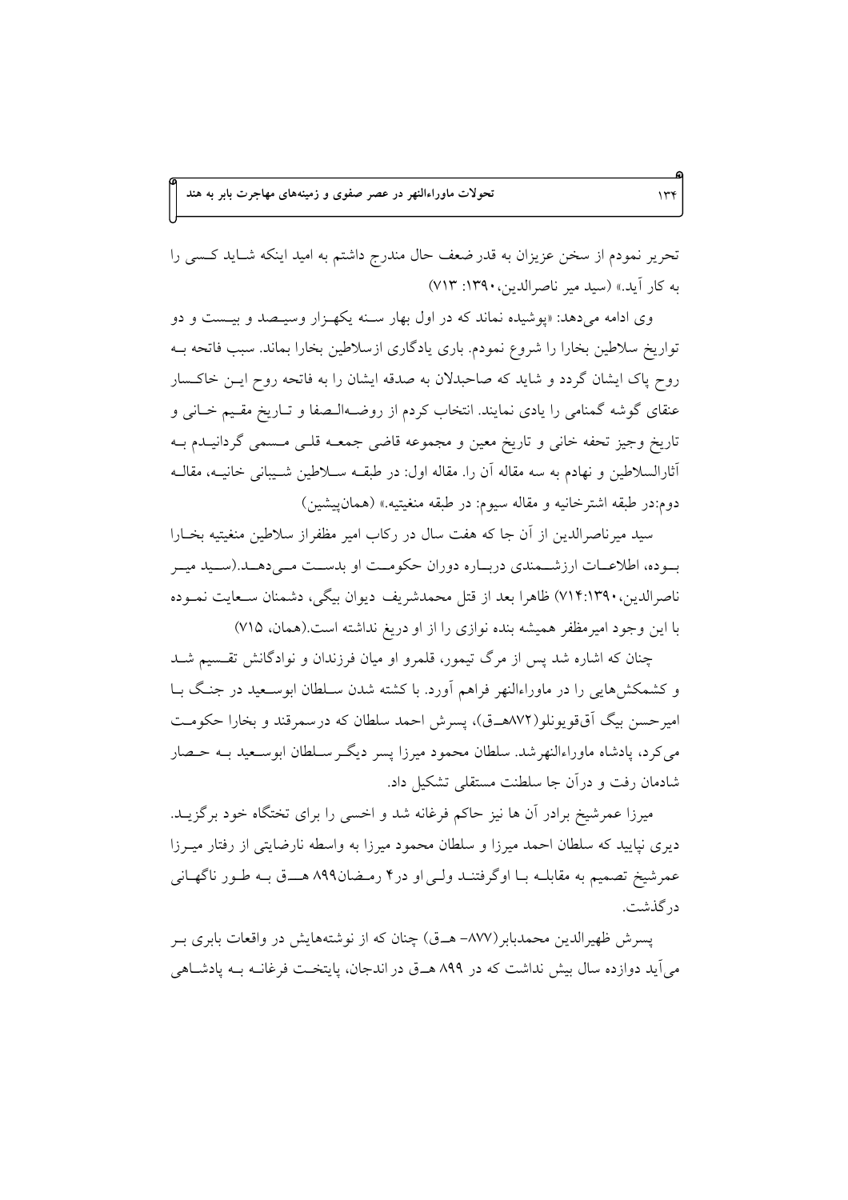تحریر نمودم از سخن عزیزان به قدر ضعف حال مندرج داشتم به امید اینکه شاید کسی را به کار آید.» (سید میر ناصرالدین،۱۳۹۰: ۷۱۳)

وی ادامه می‌دهد: «پوشیده نماند که در اول بهار سنه یکهزار وسیصد و بیست و دو تواریخ سلاطین بخارا را شروع نمودم. باری یادگاری ازسلاطین بخارا بماند. سبب فاتحه به روح پاک ایشان گردد و شاید که صاحبدلان به صدقه ایشان را به فاتحه روح این خاکسار عنقای گوشه گمنامی را یادی نمایند. انتخاب کردم از روضه‌الصفا و تاریخ مقیم خانی و تاریخ وجیز تحفه خانی و تاریخ معین و مجموعه قاضی جمعه قلی مسمی گردانیدم به آثارالسلاطین و نهادم به سه مقاله آن را. مقاله اول: در طبقه سلاطین شیبانی خانیه، مقاله دوم:در طبقه اشترخانیه و مقاله سیوم: در طبقه منغیتیه.» (همان‌پیشین)

سید میرناصرالدین از آن جا که هفت سال در رکاب امیر مظفراز سلاطین منغیتیه بخارا بوده، اطلاعات ارزشمندی درباره دوران حکومت او بدست می‌دهد.(سید میر ناصرالدین،۱۳۹۰:۷۱۴) ظاهرا بعد از قتل محمدشریف دیوان بیگی، دشمنان سعایت نموده با این وجود امیرمظفر همیشه بنده نوازی را از او دریغ نداشته است.(همان، ۷۱۵)

چنان که اشاره شد پس از مرگ تیمور، قلمرو او میان فرزندان و نوادگانش تقسیم شد و کشمکش‌هایی را در ماوراءالنهر فراهم آورد. با کشته شدن سلطان ابوسعید در جنگ با امیرحسن بیگ آق‌قویونلو(۸۷۲هـق)، پسرش احمد سلطان که درسمرقند و بخارا حکومت می‌کرد، پادشاه ماوراءالنهرشد. سلطان محمود میرزا پسر دیگر سلطان ابوسعید به حصار شادمان رفت و درآن جا سلطنت مستقلی تشکیل داد.

میرزا عمرشیخ برادر آن ها نیز حاکم فرغانه شد و اخسی را برای تختگاه خود برگزید. دیری نپایید که سلطان احمد میرزا و سلطان محمود میرزا به واسطه نارضایتی از رفتار میرزا عمرشیخ تصمیم به مقابله با اوگرفتند ولی او در۴ رمضان۸۹۹ هـق به طور ناگهانی درگذشت.

پسرش ظهیرالدین محمدبابر(۸۷۷– هـق) چنان که از نوشته‌هایش در واقعات بابری بر می‌آید دوازده سال بیش نداشت که در ۸۹۹ هـق در اندجان، پایتخت فرغانه به پادشاهی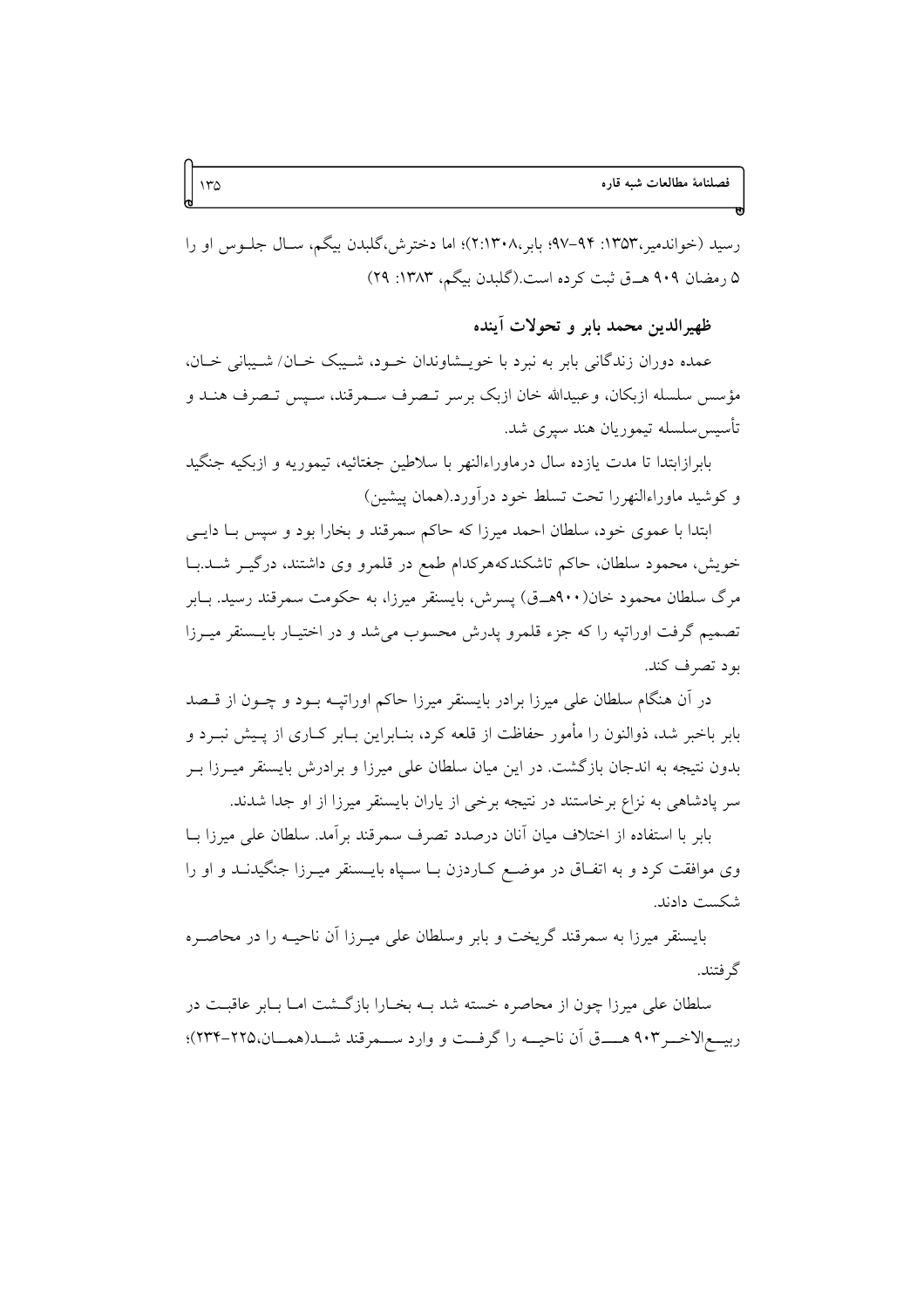رسید (خواندمیر،۱۳۵۳: ۹۴-۹۷؛ بابر،۲:۱۳۰۸)؛ اما دخترش،گلبدن بیگم، سـال جلـوس او را ۵ رمضان ۹۰۹ هـ‍ق ثبت کرده است.(گلبدن بیگم، ۱۳۸۳: ۲۹)

### ظهیرالدین محمد بابر و تحولات آینده

عمده دوران زندگانی بابر به نبرد با خویـشاوندان خـود، شـیبک خـان/ شـیبانی خـان، مؤسس سلسله ازبکان، وعبیدالله خان ازبک برسر تـصرف سـمرقند، سـپس تـصرف هنـد و تأسیس‌سلسله تیموریان هند سپری شد.

بابرازابتدا تا مدت یازده سال درماوراءالنهر با سلاطین جغتائیه، تیموریه و ازبکیه جنگید و کوشید ماوراءالنهررا تحت تسلط خود درآورد.(همان پیشین)

ابتدا با عموی خود، سلطان احمد میرزا که حاکم سمرقند و بخارا بود و سپس بـا دایـی خویش، محمود سلطان، حاکم تاشکندکه‌هرکدام طمع در قلمرو وی داشتند، درگیـر شـد.بـا مرگ سلطان محمود خان(۹۰۰هـ‍ق) پسرش، بایسنقر میرزا، به حکومت سمرقند رسید. بـابر تصمیم گرفت اوراتپه را که جزء قلمرو پدرش محسوب می‌شد و در اختیـار بایـسنقر میـرزا بود تصرف کند.

در آن هنگام سلطان علی میرزا برادر بایسنقر میرزا حاکم اوراتپـه بـود و چـون از قـصد بابر باخبر شد، ذوالنون را مأمور حفاظت از قلعه کرد، بنـابراین بـابر کـاری از پـیش نبـرد و بدون نتیجه به اندجان بازگشت. در این میان سلطان علی میرزا و برادرش بایسنقر میـرزا بـر سر پادشاهی به نزاع برخاستند در نتیجه برخی از یاران بایسنقر میرزا از او جدا شدند.

بابر با استفاده از اختلاف میان آنان درصدد تصرف سمرقند برآمد. سلطان علی میرزا بـا وی موافقت کرد و به اتفـاق در موضـع کـاردزن بـا سـپاه بایـسنقر میـرزا جنگیدنـد و او را شکست دادند.

بایسنقر میرزا به سمرقند گریخت و بابر وسلطان علی میـرزا آن ناحیـه را در محاصـره گرفتند.

سلطان علی میرزا چون از محاصره خسته شد بـه بخـارا بازگـشت امـا بـابر عاقبـت در ربیـع‌الاخـر۹۰۳ هـــق آن ناحیـــه را گرفـــت و وارد ســـمرقند شـــد(همـــان،۲۲۵-۲۳۴)؛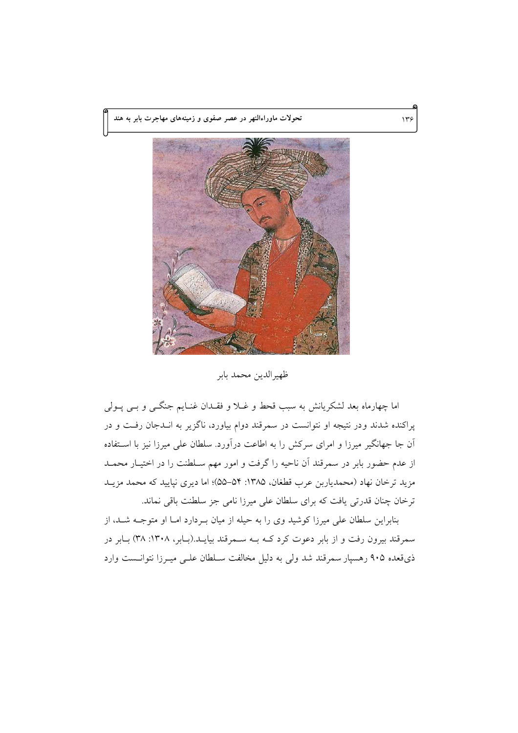ظهیرالدین محمد بابر

اما چهارماه بعد لشکریانش به سبب قحط و غـلا و فقـدان غنـایم جنگـی و بـی پـولی پراکنده شدند ودر نتیجه او نتوانست در سمرقند دوام بیاورد، ناگزیر به انـدجان رفـت و در آن جا جهانگیر میرزا و امرای سرکش را به اطاعت درآورد. سلطان علی میرزا نیز با اسـتفاده از عدم حضور بابر در سمرقند آن ناحیه را گرفت و امور مهم سـلطنت را در اختیـار محمـد مزید ترخان نهاد (محمدیاربن عرب قطغان، ۱۳۸۵: ۵۴–۵۵)؛ اما دیری نپایید که محمد مزیـد ترخان چنان قدرتی یافت که برای سلطان علی میرزا نامی جز سلطنت باقی نماند.

بنابراین سلطان علی میرزا کوشید وی را به حیله از میان بـردارد امـا او متوجـه شـد، از سمرقند بیرون رفت و از بابر دعوت کرد کـه بـه سـمرقند بیایـد.(بـابر، ۱۳۰۸: ۳۸) بـابر در ذی‌قعده ۹۰۵ رهسپار سمرقند شد ولی به دلیل مخالفت سـلطان علـی میـرزا نتوانـست وارد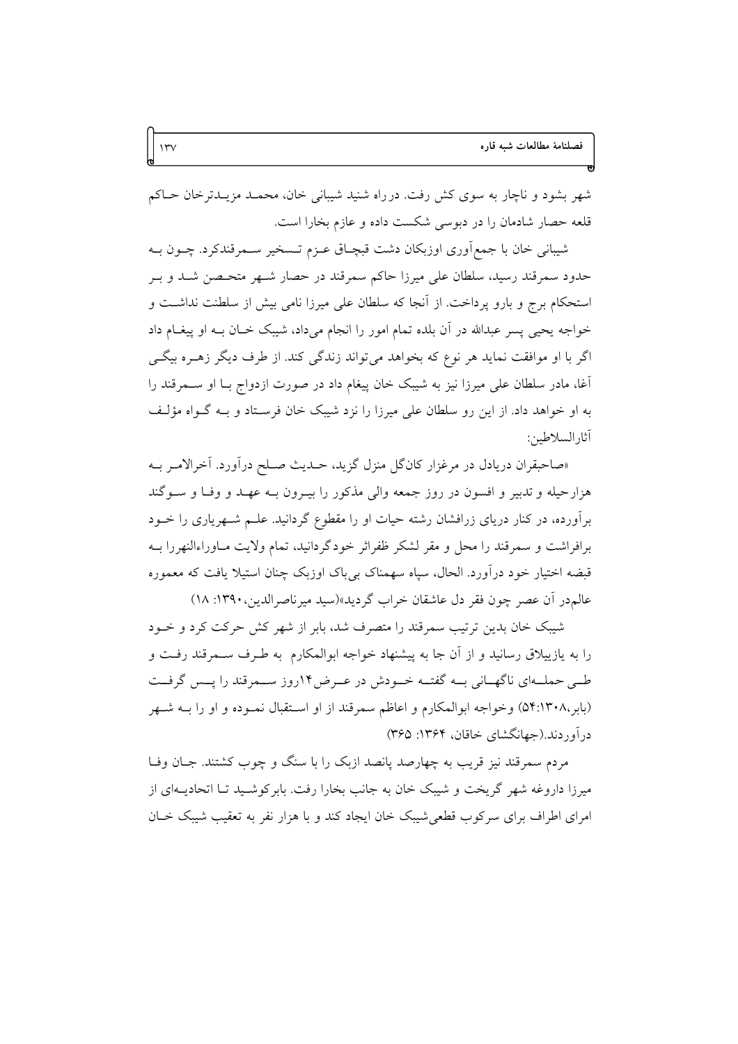شهر بشود و ناچار به سوی کش رفت. در راه شنید شیبانی خان، محمد مزیدترخان حاکم قلعه حصار شادمان را در دبوسی شکست داده و عازم بخارا است.

شیبانی خان با جمع‌آوری اوزبکان دشت قبچاق عزم تسخیر سمرقندکرد. چون به حدود سمرقند رسید، سلطان علی میرزا حاکم سمرقند در حصار شهر متحصن شد و بر استحکام برج و بارو پرداخت. از آنجا که سلطان علی میرزا نامی بیش از سلطنت نداشت و خواجه یحیی پسر عبدالله در آن بلده تمام امور را انجام می‌داد، شیبک خان به او پیغام داد اگر با او موافقت نماید هر نوع که بخواهد می‌تواند زندگی کند. از طرف دیگر زهره بیگی آغا، مادر سلطان علی میرزا نیز به شیبک خان پیغام داد در صورت ازدواج با او سمرقند را به او خواهد داد. از این رو سلطان علی میرزا را نزد شیبک خان فرستاد و به گواه مؤلف آثارالسلاطین:

«صاحبقران دریادل در مرغزار کان‌گل منزل گزید، حدیث صلح درآورد. آخرالامر به هزارحیله و تدبیر و افسون در روز جمعه والی مذکور را بیرون به عهد و وفا و سوگند برآورده، در کنار دریای زرافشان رشته حیات او را مقطوع گردانید. علم شهریاری را خود برافراشت و سمرقند را محل و مقر لشکر ظفراثر خودگردانید، تمام ولایت ماوراءالنهررا به قبضه اختیار خود درآورد. الحال، سپاه سهمناک بی‌باک اوزبک چنان استیلا یافت که معموره عالم‌در آن عصر چون فقر دل عاشقان خراب گردید»(سید میرناصرالدین،۱۳۹۰: ۱۸)

شیبک خان بدین ترتیب سمرقند را متصرف شد، بابر از شهر کش حرکت کرد و خود را به یازییلاق رسانید و از آن جا به پیشنهاد خواجه ابوالمکارم به طرف سمرقند رفت و طی حمله‌ای ناگهانی به گفته خودش در عرض۱۴روز سمرقند را پس گرفت (بابر،۱۳۰۸:۵۴) وخواجه ابوالمکارم و اعاظم سمرقند از او استقبال نموده و او را به شهر درآوردند.(جهانگشای خاقان، ۱۳۶۴: ۳۶۵)

مردم سمرقند نیز قریب به چهارصد پانصد ازبک را با سنگ و چوب کشتند. جان وفا میرزا داروغه شهر گریخت و شیبک خان به جانب بخارا رفت. بابرکوشید تا اتحادیه‌ای از امرای اطراف برای سرکوب قطعی‌شیبک خان ایجاد کند و با هزار نفر به تعقیب شیبک خان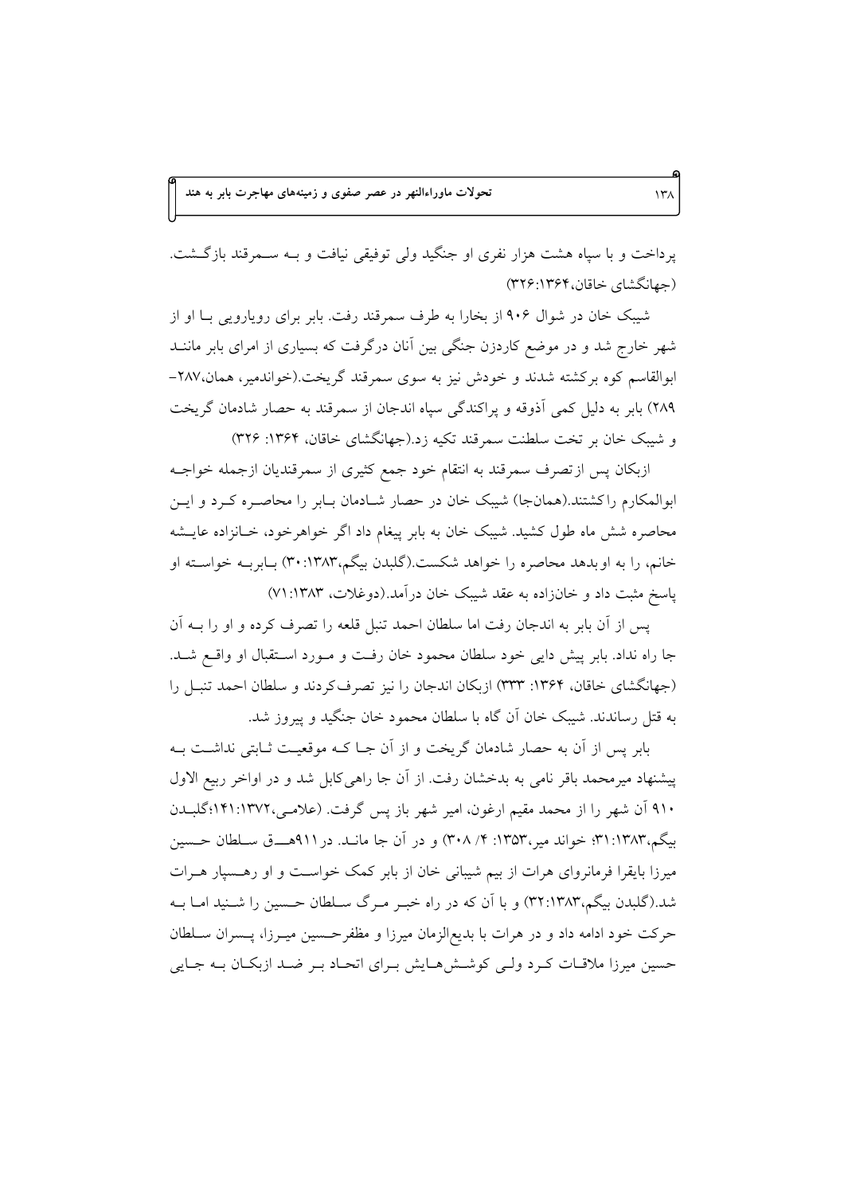پرداخت و با سپاه هشت هزار نفری او جنگید ولی توفیقی نیافت و بـه سـمرقند بازگـشت. (جهانگشای خاقان،۱۳۶۴:۳۲۶)

شیبک خان در شوال ۹۰۶ از بخارا به طرف سمرقند رفت. بابر برای رویارویی بـا او از شهر خارج شد و در موضع کاردزن جنگی بین آنان درگرفت که بسیاری از امرای بابر ماننـد ابوالقاسم کوه برکشته شدند و خودش نیز به سوی سمرقند گریخت.(خواندمیر، همان،۲۸۷-۲۸۹) بابر به دلیل کمی آذوقه و پراکندگی سپاه اندجان از سمرقند به حصار شادمان گریخت و شیبک خان بر تخت سلطنت سمرقند تکیه زد.(جهانگشای خاقان، ۱۳۶۴: ۳۲۶)

ازبکان پس ازتصرف سمرقند به انتقام خود جمع کثیری از سمرقندیان ازجمله خواجـه ابوالمکارم راکشتند.(همانجا) شیبک خان در حصار شـادمان بـابر را محاصـره کـرد و ایـن محاصره شش ماه طول کشید. شیبک خان به بابر پیغام داد اگر خواهرخود، خـانزاده عایـشه خانم، را به اوبدهد محاصره را خواهد شکست.(گلبدن بیگم،۱۳۸۳:۳۰) بـابربـه خواسـته او پاسخ مثبت داد و خانزاده به عقد شیبک خان درآمد.(دوغلات، ۱۳۸۳:۷۱)

پس از آن بابر به اندجان رفت اما سلطان احمد تنبل قلعه را تصرف کرده و او را بـه آن جا راه نداد. بابر پیش دایی خود سلطان محمود خان رفـت و مـورد اسـتقبال او واقـع شـد. (جهانگشای خاقان، ۱۳۶۴: ۳۳۳) ازبکان اندجان را نیز تصرفکردند و سلطان احمد تنبـل را به قتل رساندند. شیبک خان آن گاه با سلطان محمود خان جنگید و پیروز شد.

بابر پس از آن به حصار شادمان گریخت و از آن جـا کـه موقعیـت ثـابتی نداشـت بـه پیشنهاد میرمحمد باقر نامی به بدخشان رفت. از آن جا راهیکابل شد و در اواخر ربیع الاول ۹۱۰ آن شهر را از محمد مقیم ارغون، امیر شهر باز پس گرفت. (علامـی،۱۳۷۲:۱۴۱؛گلبـدن بیگم،۱۳۸۳:۳۱؛ خواند میر،۱۳۵۳: ۴/ ۳۰۸) و در آن جا مانـد. در۹۱۱هــق سـلطان حـسین میرزا بایقرا فرمانروای هرات از بیم شیبانی خان از بابر کمک خواسـت و او رهـسپار هـرات شد.(گلبدن بیگم،۱۳۸۳:۳۲) و با آن که در راه خبـر مـرگ سـلطان حـسین را شـنید امـا بـه حرکت خود ادامه داد و در هرات با بدیعالزمان میرزا و مظفرحـسین میـرزا، پـسران سـلطان حسین میرزا ملاقـات کـرد ولـی کوشـشهـایش بـرای اتحـاد بـر ضـد ازبکـان بـه جـایی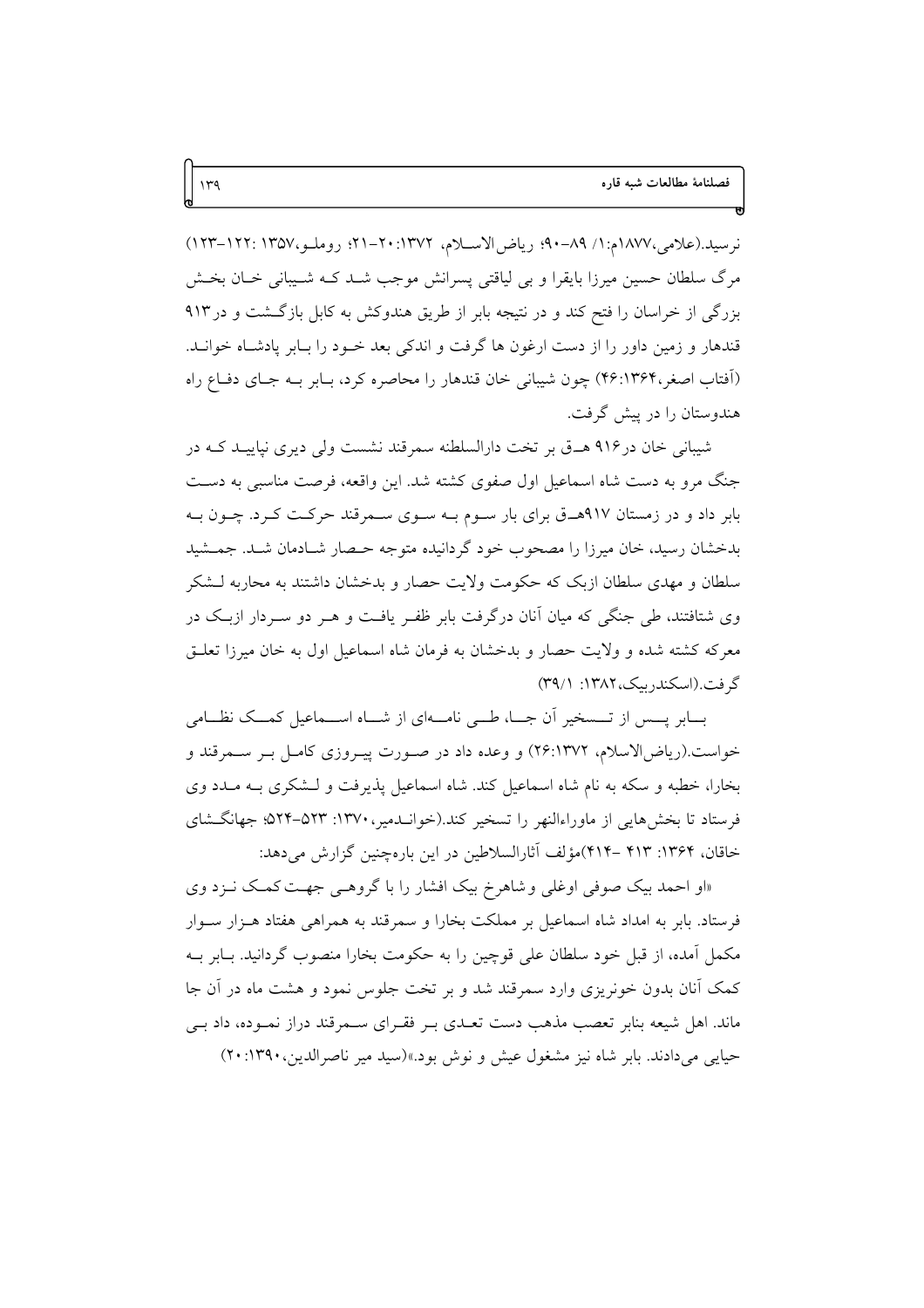نرسید.(علامی،۱۸۷۷م:۱/ ۸۹-۹۰؛ ریاض‌الاسلام، ۱۳۷۲:۲۰-۲۱؛ روملو،۱۳۵۷ :۱۲۲-۱۲۳) مرگ سلطان حسین میرزا بایقرا و بی لیاقتی پسرانش موجب شد که شیبانی خان بخش بزرگی از خراسان را فتح کند و در نتیجه بابر از طریق هندوکش به کابل بازگشت و در۹۱۳ قندهار و زمین داور را از دست ارغون ها گرفت و اندکی بعد خود را بابر پادشاه خواند. (آفتاب اصغر،۱۳۶۴:۴۶) چون شیبانی خان قندهار را محاصره کرد، بابر به جای دفاع راه هندوستان را در پیش گرفت.

شیبانی خان در۹۱۶ هـ‌ق بر تخت دارالسلطنه سمرقند نشست ولی دیری نپایید که در جنگ مرو به دست شاه اسماعیل اول صفوی کشته شد. این واقعه، فرصت مناسبی به دست بابر داد و در زمستان ۹۱۷هـ‌ق برای بار سوم به سوی سمرقند حرکت کرد. چون به بدخشان رسید، خان میرزا را مصحوب خود گردانیده متوجه حصار شادمان شد. جمشید سلطان و مهدی سلطان ازبک که حکومت ولایت حصار و بدخشان داشتند به محاربه لشکر وی شتافتند، طی جنگی که میان آنان درگرفت بابر ظفر یافت و هر دو سردار ازبک در معرکه کشته شده و ولایت حصار و بدخشان به فرمان شاه اسماعیل اول به خان میرزا تعلق گرفت.(اسکندربیک،۱۳۸۲: ۳۹/۱)

بابر پس از تسخیر آن جا، طی نامه‌ای از شاه اسماعیل کمک نظامی خواست.(ریاض‌الاسلام، ۱۳۷۲:۲۶) و وعده داد در صورت پیروزی کامل بر سمرقند و بخارا، خطبه و سکه به نام شاه اسماعیل کند. شاه اسماعیل پذیرفت و لشکری به مدد وی فرستاد تا بخش‌هایی از ماوراءالنهر را تسخیر کند.(خواندمیر،۱۳۷۰: ۵۲۳-۵۲۴؛ جهانگشای خاقان، ۱۳۶۴: ۴۱۳ -۴۱۴)مؤلف آثارالسلاطین در این باره‌چنین گزارش می‌دهد:

«او احمد بیک صوفی اوغلی و شاهرخ بیک افشار را با گروهی جهت‌کمک نزد وی فرستاد. بابر به امداد شاه اسماعیل بر مملکت بخارا و سمرقند به همراهی هفتاد هزار سوار مکمل آمده، از قبل خود سلطان علی قوچین را به حکومت بخارا منصوب گردانید. بابر به کمک آنان بدون خونریزی وارد سمرقند شد و بر تخت جلوس نمود و هشت ماه در آن جا ماند. اهل شیعه بنابر تعصب مذهب دست تعدی بر فقرای سمرقند دراز نموده، داد بی حیایی می‌دادند. بابر شاه نیز مشغول عیش و نوش بود.»(سید میر ناصرالدین،۱۳۹۰:۲۰)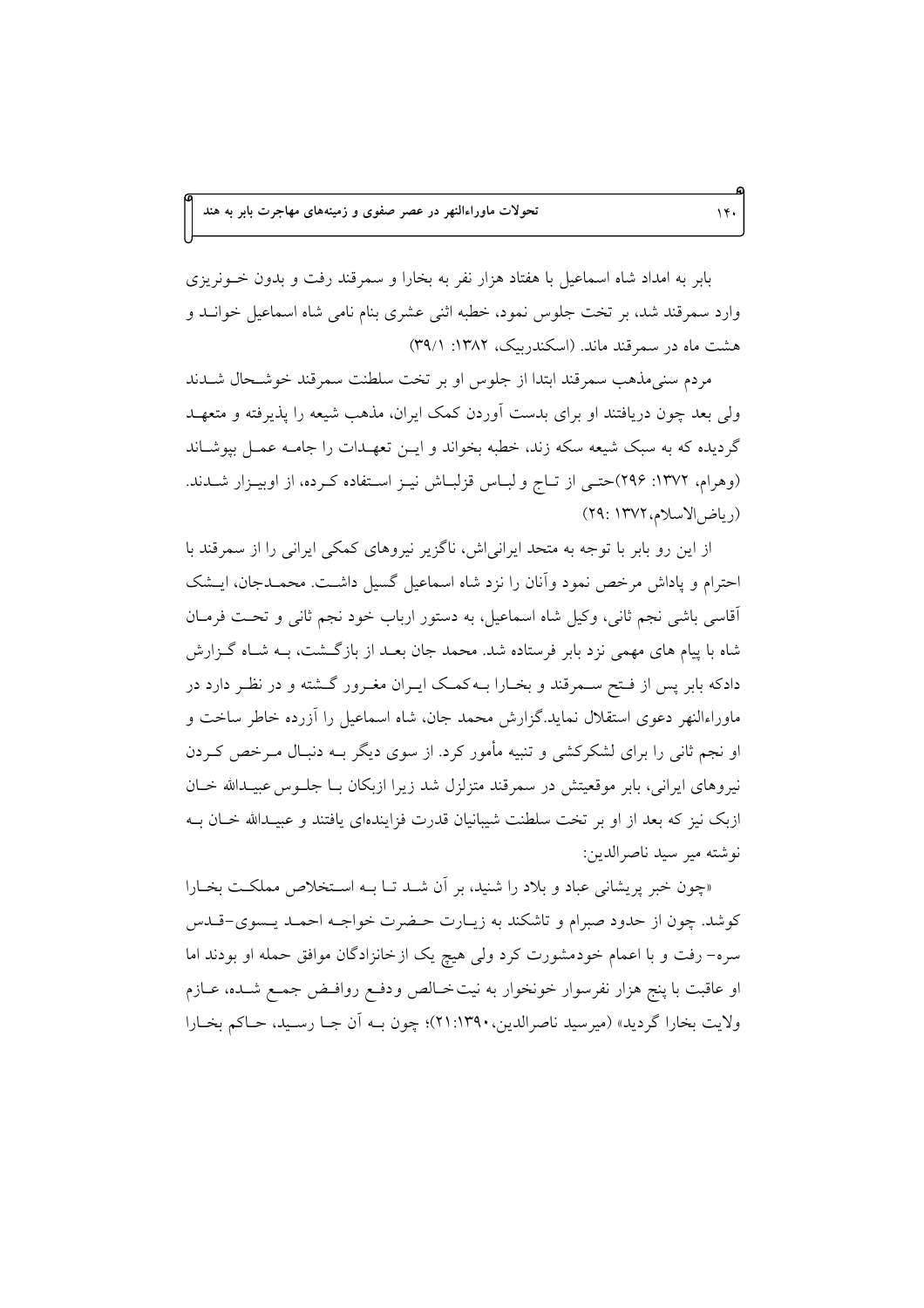بابر به امداد شاه اسماعیل با هفتاد هزار نفر به بخارا و سمرقند رفت و بدون خونریزی وارد سمرقند شد، بر تخت جلوس نمود، خطبه اثنی عشری بنام نامی شاه اسماعیل خواند و هشت ماه در سمرقند ماند. (اسکندربیک، ۱۳۸۲: ۳۹/۱)

مردم سنی‌مذهب سمرقند ابتدا از جلوس او بر تخت سلطنت سمرقند خوشحال شدند ولی بعد چون دریافتند او برای بدست آوردن کمک ایران، مذهب شیعه را پذیرفته و متعهد گردیده که به سبک شیعه سکه زند، خطبه بخواند و این تعهدات را جامه عمل بپوشاند (وهرام، ۱۳۷۲: ۲۹۶)حتی از تاج و لباس قزلباش نیز استفاده کرده، از اوبیزار شدند. (ریاض‌الاسلام،۱۳۷۲ :۲۹)

از این رو بابر با توجه به متحد ایرانی‌اش، ناگزیر نیروهای کمکی ایرانی را از سمرقند با احترام و پاداش مرخص نمود وآنان را نزد شاه اسماعیل گسیل داشت. محمدجان، ایشک آقاسی باشی نجم ثانی، وکیل شاه اسماعیل، به دستور ارباب خود نجم ثانی و تحت فرمان شاه با پیام های مهمی نزد بابر فرستاده شد. محمد جان بعد از بازگشت، به شاه گزارش دادکه بابر پس از فتح سمرقند و بخارا به‌کمک ایران مغرور گشته و در نظر دارد در ماوراءالنهر دعوی استقلال نماید.گزارش محمد جان، شاه اسماعیل را آزرده خاطر ساخت و او نجم ثانی را برای لشکرکشی و تنبیه مأمور کرد. از سوی دیگر به دنبال مرخص کردن نیروهای ایرانی، بابر موقعیتش در سمرقند متزلزل شد زیرا ازبکان با جلوس عبیدالله خان ازبک نیز که بعد از او بر تخت سلطنت شیبانیان قدرت فزاینده‌ای یافتند و عبیدالله خان به نوشته میر سید ناصرالدین:

«چون خبر پریشانی عباد و بلاد را شنید، بر آن شد تا به استخلاص مملکت بخارا کوشد. چون از حدود صبرام و تاشکند به زیارت حضرت خواجه احمد یسوی–قدس سره– رفت و با اعمام خودمشورت کرد ولی هیچ یک از خانزادگان موافق حمله او بودند اما او عاقبت با پنج هزار نفرسوار خونخوار به نیت‌خالص ودفع روافض جمع شده، عازم ولایت بخارا گردید» (میرسید ناصرالدین،۲۱:۱۳۹۰)؛ چون به آن جا رسید، حاکم بخارا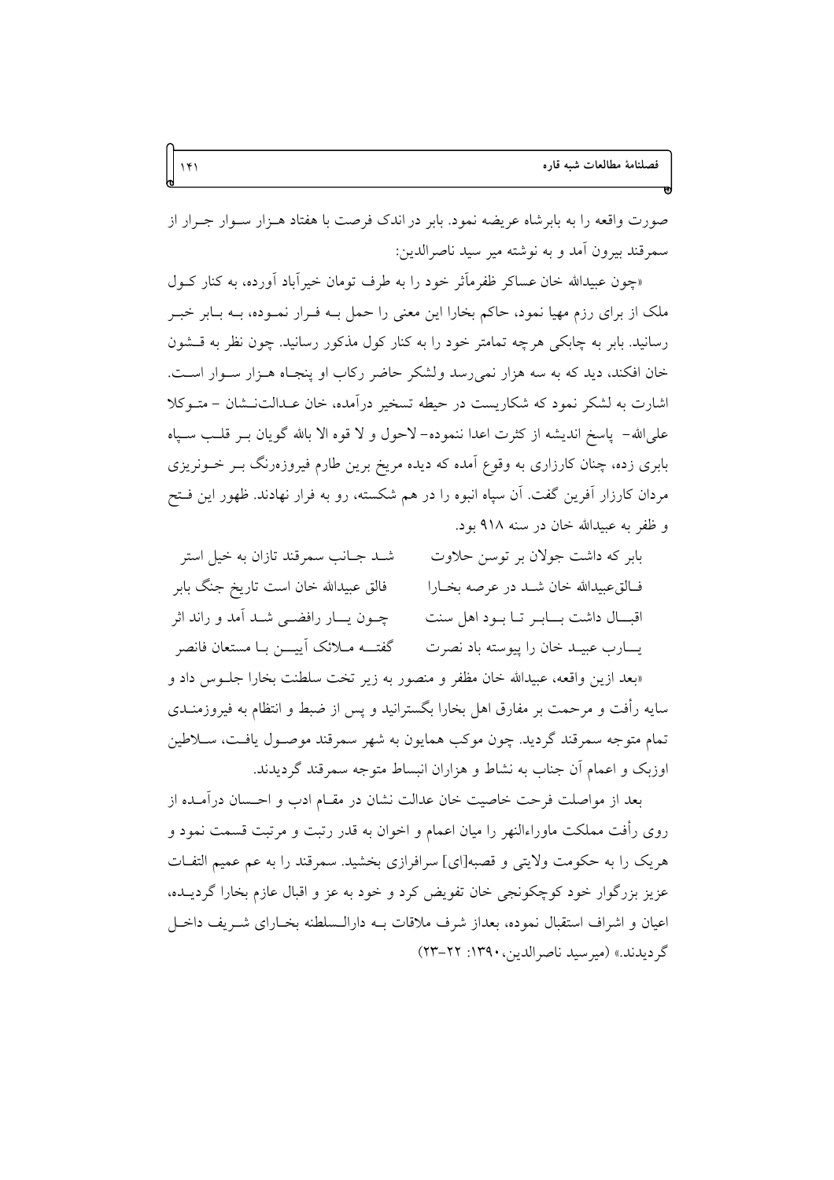صورت واقعه را به بابرشاه عریضه نمود. بابر در اندک فرصت با هفتاد هـزار سـوار جـرار از سمرقند بیرون آمد و به نوشته میر سید ناصرالدین:

«چون عبیدالله خان عساکر ظفرمآثر خود را به طرف تومان خیرآباد آورده، به کنار کـول ملک از برای رزم مهیا نمود، حاکم بخارا این معنی را حمل بـه فـرار نمـوده، بـه بـابر خبـر رسانید. بابر به چابکی هرچه تمامتر خود را به کنار کول مذکور رسانید. چون نظر به قـشون خان افکند، دید که به سه هزار نمی‌رسد ولشکر حاضر رکاب او پنجـاه هـزار سـوار اسـت. اشارت به لشکر نمود که شکاریست در حیطه تسخیر درآمده، خان عـدالت‌نـشان - متـوکلا علی‌الله- پاسخ اندیشه از کثرت اعدا ننموده- لاحول و لا قوه الا بالله گویان بـر قلـب سـپاه بابری زده، چنان کارزاری به وقوع آمده که دیده مریخ برین طارم فیروزه‌رنگ بـر خـونریزی مردان کارزار آفرین گفت. آن سپاه انبوه را در هم شکسته، رو به فرار نهادند. ظهور این فـتح و ظفر به عبیدالله خان در سنه ۹۱۸ بود.

| | |
|---|---|
| بابر که داشت جولان بر توسن حلاوت | شـد جـانب سمرقند تازان به خیل استر |
| فـالق‌عبیدالله خان شـد در عرصه بخـارا | فالق عبیدالله خان است تاریخ جنگ بابر |
| اقبـــال داشت بـــابـر تـا بـود اهل سنت | چـون یـــار رافضـی شـد آمد و راند اثر |
| یـــارب عبیـد خان را پیوسته باد نصرت | گفتـــه مـلائک آیـــن بـا مستعان فانصر |

«بعد ازین واقعه، عبیدالله خان مظفر و منصور به زیر تخت سلطنت بخارا جلـوس داد و سایه رأفت و مرحمت بر مفارق اهل بخارا بگسترانید و پس از ضبط و انتظام به فیروزمنـدی تمام متوجه سمرقند گردید. چون موکب همایون به شهر سمرقند موصـول یافـت، سـلاطین اوزبک و اعمام آن جناب به نشاط و هزاران انبساط متوجه سمرقند گردیدند.

بعد از مواصلت فرحت خاصیت خان عدالت نشان در مقـام ادب و احـسان درآمـده از روی رأفت مملکت ماوراءالنهر را میان اعمام و اخوان به قدر رتبت و مرتبت قسمت نمود و هریک را به حکومت ولایتی و قصبه[ای] سرافرازی بخشید. سمرقند را به عم عمیم التفـات عزیز بزرگوار خود کوچکونجی خان تفویض کرد و خود به عز و اقبال عازم بخارا گردیـده، اعیان و اشراف استقبال نموده، بعداز شرف ملاقات بـه دارالـسلطنه بخـارای شـریف داخـل گردیدند.» (میرسید ناصرالدین،۱۳۹۰: ۲۲-۲۳)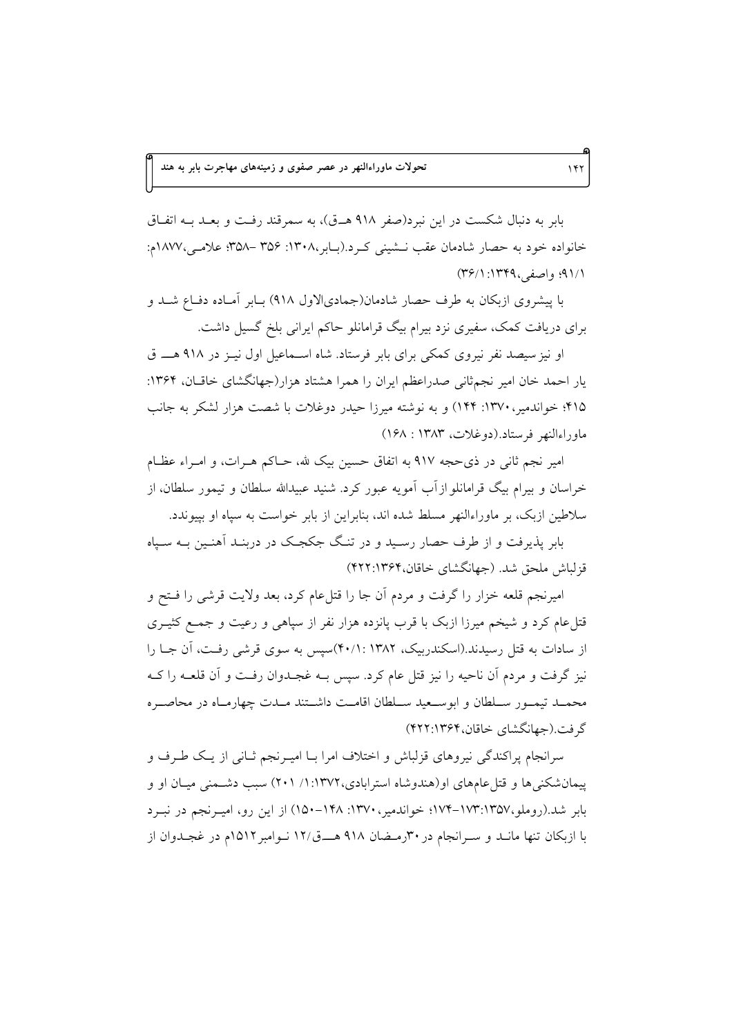بابر به دنبال شکست در این نبرد(صفر ۹۱۸ هـ‌ق)، به سمرقند رفت و بعد بـه اتفـاق خانواده خود به حصار شادمان عقب نـشینی کـرد.(بـابر،۱۳۰۸: ۳۵۶ –۳۵۸؛ علامـی،۱۸۷۷م: ۹۱/۱؛ واصفی،۱۳۴۹: ۳۶/۱)

با پیشروی ازبکان به طرف حصار شادمان(جمادی‌الاول ۹۱۸) بـابر آمـاده دفـاع شـد و برای دریافت کمک، سفیری نزد بیرام بیگ قرامانلو حاکم ایرانی بلخ گسیل داشت.

او نیز سیصد نفر نیروی کمکی برای بابر فرستاد. شاه اسـماعیل اول نیـز در ۹۱۸ هــ ق یار احمد خان امیر نجم‌ثانی صدراعظم ایران را همرا هشتاد هزار(جهانگشای خاقـان، ۱۳۶۴: ۴۱۵؛ خواندمیر،۱۳۷۰: ۱۴۴) و به نوشته میرزا حیدر دوغلات با شصت هزار لشکر به جانب ماوراءالنهر فرستاد.(دوغلات، ۱۳۸۳ : ۱۶۸)

امیر نجم ثانی در ذی‌حجه ۹۱۷ به اتفاق حسین بیک لله، حـاکم هـرات، و امـراء عظـام خراسان و بیرام بیگ قرامانلو ازآب آمویه عبور کرد. شنید عبیدالله سلطان و تیمور سلطان، از سلاطین ازبک، بر ماوراءالنهر مسلط شده اند، بنابراین از بابر خواست به سپاه او بپیوندد.

بابر پذیرفت و از طرف حصار رسـید و در تنـگ جکجـک در دربنـد آهنـین بـه سـپاه قزلباش ملحق شد. (جهانگشای خاقان،۱۳۶۴:۴۲۲)

امیرنجم قلعه خزار را گرفت و مردم آن جا را قتل‌عام کرد، بعد ولایت قرشی را فـتح و قتل‌عام کرد و شیخم میرزا ازبک با قرب پانزده هزار نفر از سپاهی و رعیت و جمـع کثیـری از سادات به قتل رسیدند.(اسکندربیک، ۱۳۸۲ :۴۰/۱)سپس به سوی قرشی رفـت، آن جـا را نیز گرفت و مردم آن ناحیه را نیز قتل عام کرد. سپس بـه غجـدوان رفـت و آن قلعـه را کـه محمـد تیمـور سـلطان و ابوسـعید سـلطان اقامـت داشـتند مـدت چهارمـاه در محاصـره گرفت.(جهانگشای خاقان،۱۳۶۴:۴۲۲)

سرانجام پراکندگی نیروهای قزلباش و اختلاف امرا بـا امیـرنجم ثـانی از یـک طـرف و پیمان‌شکنی‌ها و قتل‌عام‌های او(هندوشاه استرابادی،۱۳۷۲:۱/ ۲۰۱) سبب دشـمنی میـان او و بابر شد.(روملو،۱۳۵۷:۱۷۳–۱۷۴؛ خواندمیر،۱۳۷۰: ۱۴۸–۱۵۰) از این رو، امیـرنجم در نبـرد با ازبکان تنها مانـد و سـرانجام در۳۰رمـضان ۹۱۸ هــق/۱۲ نـوامبر۱۵۱۲م در غجـدوان از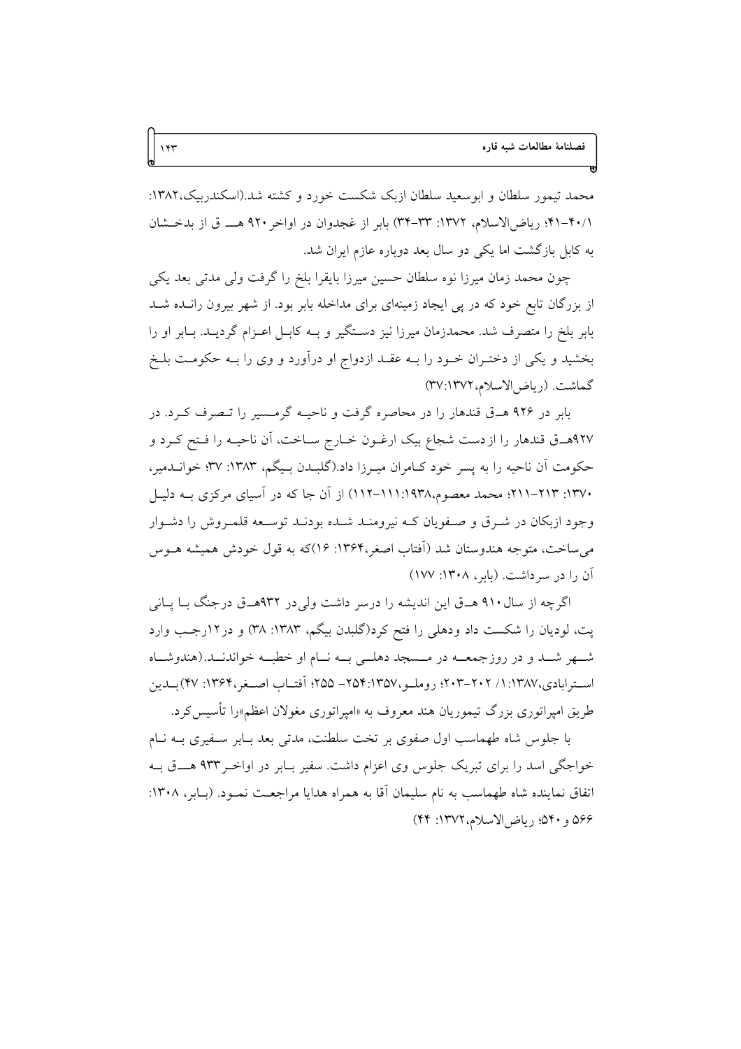محمد تیمور سلطان و ابوسعید سلطان ازبک شکست خورد و کشته شد.(اسکندربیک،۱۳۸۲: ۴۰/۱-۴۱؛ ریاض‌الاسلام، ۱۳۷۲: ۳۳-۳۴) بابر از غجدوان در اواخر ۹۲۰ هـ‍ ق از بدخشان به کابل بازگشت اما یکی دو سال بعد دوباره عازم ایران شد.

چون محمد زمان میرزا نوه سلطان حسین میرزا بایقرا بلخ را گرفت ولی مدتی بعد یکی از بزرگان تابع خود که در پی ایجاد زمینه‌ای برای مداخله بابر بود. از شهر بیرون رانده شد بابر بلخ را متصرف شد. محمدزمان میرزا نیز دستگیر و به کابل اعزام گردید. بابر او را بخشید و یکی از دختران خود را به عقد ازدواج او درآورد و وی را به حکومت بلخ گماشت. (ریاض‌الاسلام،۱۳۷۲:۳۷)

بابر در ۹۲۶ هـ‍ق قندهار را در محاصره گرفت و ناحیه گرمسیر را تصرف کرد. در ۹۲۷هـ‍ق قندهار را ازدست شجاع بیک ارغون خارج ساخت، آن ناحیه را فتح کرد و حکومت آن ناحیه را به پسر خود کامران میرزا داد.(گلبدن بیگم، ۱۳۸۳: ۳۷؛ خواندمیر، ۱۳۷۰: ۲۱۳-۲۱۱؛ محمد معصوم،۱۹۳۸:۱۱۱-۱۱۲) از آن جا که در آسیای مرکزی به دلیل وجود ازبکان در شرق و صفویان که نیرومند شده بودند توسعه قلمروش را دشوار می‌ساخت، متوجه هندوستان شد (آفتاب اصغر،۱۳۶۴: ۱۶)که به قول خودش همیشه هوس آن را در سرداشت. (بابر، ۱۳۰۸: ۱۷۷)

اگرچه از سال۹۱۰ هـ‍ق این اندیشه را درسر داشت ولی‌در ۹۳۲هـ‍ق درجنگ با پانی پت، لودیان را شکست داد ودهلی را فتح کرد(گلبدن بیگم، ۱۳۸۳: ۳۸) و در۱۲رجب وارد شهر شد و در روزجمعه در مسجد دهلی به نام او خطبه خواندند.(هندوشاه استرابادی،۱۳۸۷:۱/ ۲۰۲-۲۰۳؛ روملو،۱۳۵۷:۲۵۴- ۲۵۵؛ آفتاب اصغر،۱۳۶۴: ۴۷)بدین طریق امپراتوری بزرگ تیموریان هند معروف به «امپراتوری مغولان اعظم»را تأسیس‌کرد.

با جلوس شاه طهماسب اول صفوی بر تخت سلطنت، مدتی بعد بابر سفیری به نام خواجگی اسد را برای تبریک جلوس وی اعزام داشت. سفیر بابر در اواخر۹۳۳ هـ‍ق به اتفاق نماینده شاه طهماسب به نام سلیمان آقا به همراه هدایا مراجعت نمود. (بابر، ۱۳۰۸: ۵۶۶ و۵۴۰؛ ریاض‌الاسلام،۱۳۷۲: ۴۴)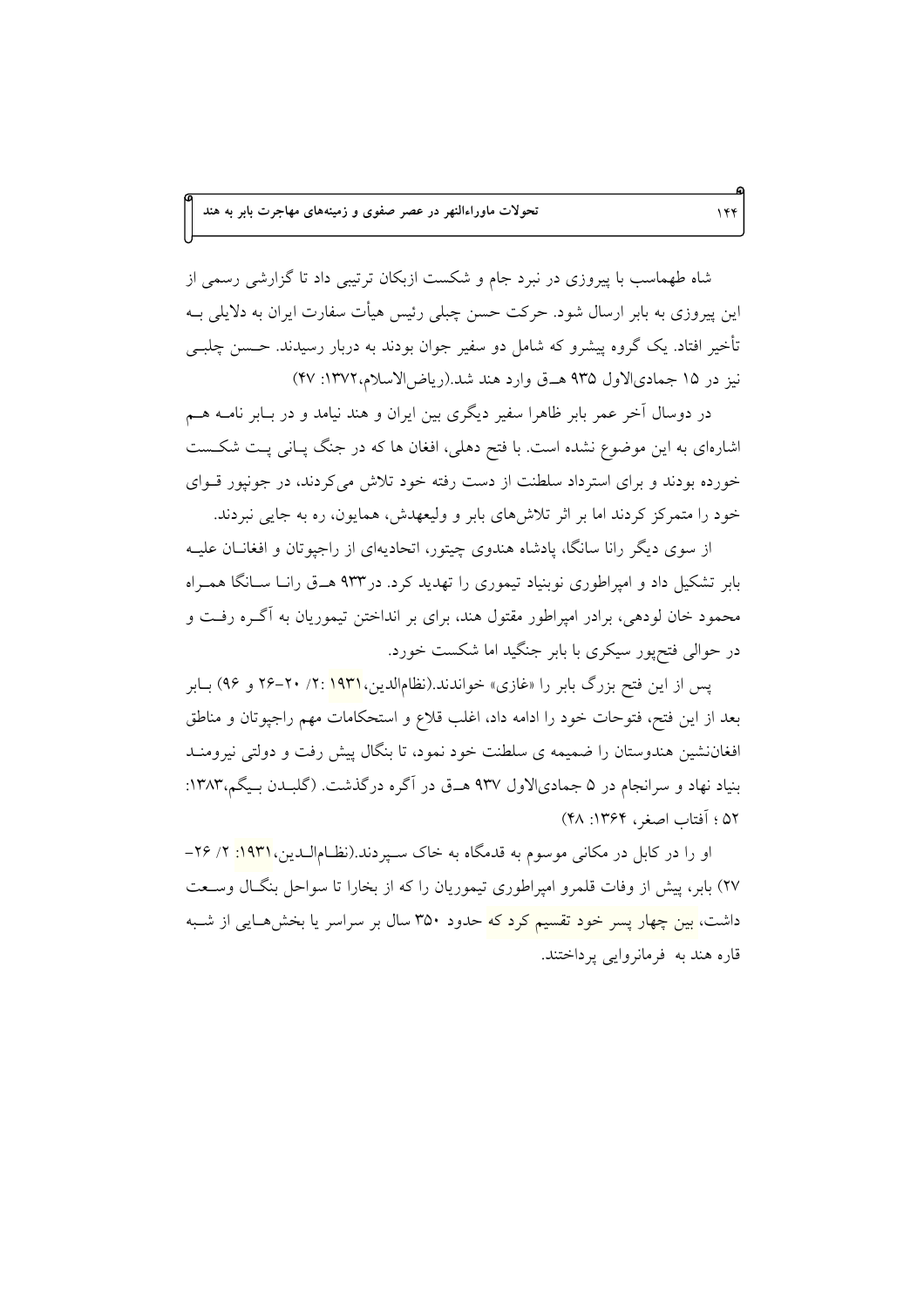شاه طهماسب با پیروزی در نبرد جام و شکست ازبکان ترتیبی داد تا گزارشی رسمی از این پیروزی به بابر ارسال شود. حرکت حسن چبلی رئیس هیأت سفارت ایران به دلایلی بـه تأخیر افتاد. یک گروه پیشرو که شامل دو سفیر جوان بودند به دربار رسیدند. حسن چلبـی نیز در ۱۵ جمادی‌الاول ۹۳۵ هــق وارد هند شد.(ریاض‌الاسلام،۱۳۷۲: ۴۷)

در دوسال آخر عمر بابر ظاهرا سفیر دیگری بین ایران و هند نیامد و در بـابر نامـه هـم اشاره‌ای به این موضوع نشده است. با فتح دهلی، افغان ها که در جنگ پـانی پـت شکـست خورده بودند و برای استرداد سلطنت از دست رفته خود تلاش می‌کردند، در جونپور قـوای خود را متمرکز کردند اما بر اثر تلاش‌های بابر و ولیعهدش، همایون، ره به جایی نبردند.

از سوی دیگر رانا سانگا، پادشاه هندوی چیتور، اتحادیه‌ای از راجپوتان و افغانـان علیـه بابر تشکیل داد و امپراطوری نوبنیاد تیموری را تهدید کرد. در۹۳۳ هــق رانـا سـانگا همـراه محمود خان لودهی، برادر امپراطور مقتول هند، برای بر انداختن تیموریان به آگـره رفـت و در حوالی فتح‌پور سیکری با بابر جنگید اما شکست خورد.

پس از این فتح بزرگ بابر را «غازی» خواندند.(نظام‌الدین،۱۹۳۱ :۲/ ۲۰-۲۶ و ۹۶) بـابر بعد از این فتح، فتوحات خود را ادامه داد، اغلب قلاع و استحکامات مهم راجپوتان و مناطق افغان‌نشین هندوستان را ضمیمه ی سلطنت خود نمود، تا بنگال پیش رفت و دولتی نیرومنـد بنیاد نهاد و سرانجام در ۵ جمادی‌الاول ۹۳۷ هــق در آگره درگذشت. (گلبـدن بـیگم،۱۳۸۳: ۵۲ ؛ آفتاب اصغر، ۱۳۶۴: ۴۸)

او را در کابل در مکانی موسوم به قدمگاه به خاک سـپردند.(نظـام‌الـدین،۱۹۳۱: ۲/ ۲۶-۲۷) بابر، پیش از وفات قلمرو امپراطوری تیموریان را که از بخارا تا سواحل بنگـال وسـعت داشت، بین چهار پسر خود تقسیم کرد که حدود ۳۵۰ سال بر سراسر یا بخش‌هـایی از شـبه قاره هند به فرمانروایی پرداختند.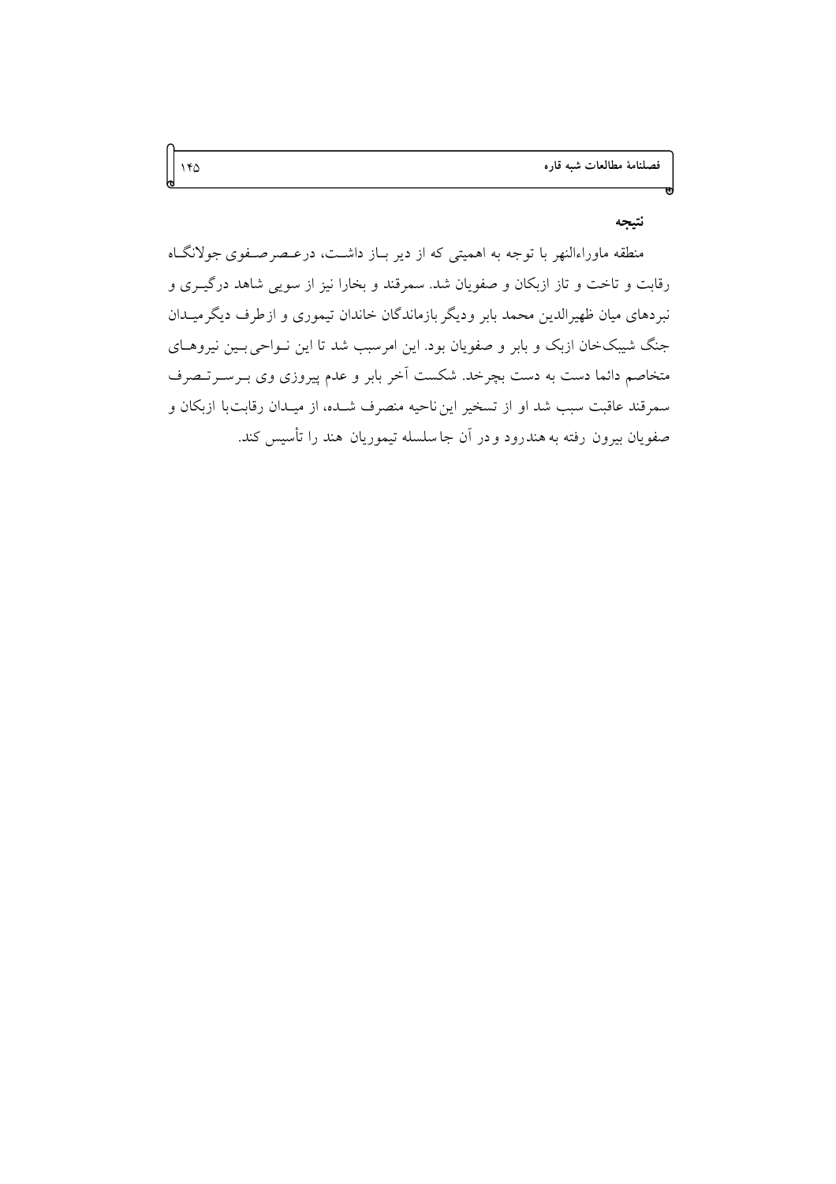## نتیجه

منطقه ماوراءالنهر با توجه به اهمیتی که از دیر باز داشت، درعصرصفوی جولانگاه رقابت و تاخت و تاز ازبکان و صفویان شد. سمرقند و بخارا نیز از سویی شاهد درگیری و نبردهای میان ظهیرالدین محمد بابر ودیگر بازماندگان خاندان تیموری و ازطرف دیگرمیدان جنگ شیبک‌خان ازبک و بابر و صفویان بود. این امرسبب شد تا این نواحی بین نیروهای متخاصم دائما دست به دست بچرخد. شکست آخر بابر و عدم پیروزی وی برسرتصرف سمرقند عاقبت سبب شد او از تسخیر این‌ناحیه منصرف شده، از میدان رقابت‌با ازبکان و صفویان بیرون رفته به هندرود ودر آن جا سلسله تیموریان هند را تأسیس کند.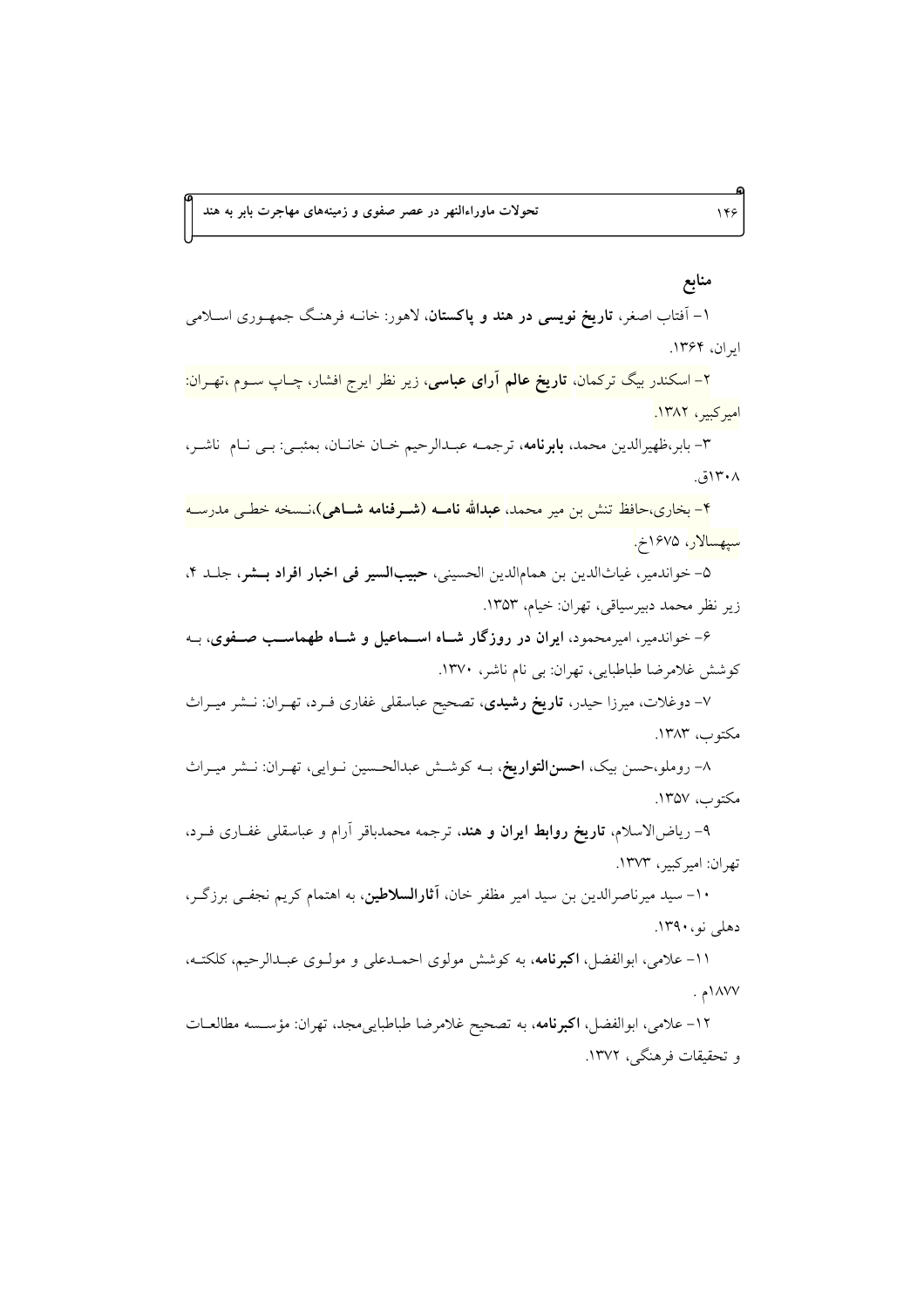## منابع

۱- آفتاب اصغر، **تاریخ نویسی در هند و پاکستان**، لاهور: خانه فرهنگ جمهوری اسلامی ایران، ۱۳۶۴.

۲- اسکندر بیگ ترکمان، **تاریخ عالم آرای عباسی**، زیر نظر ایرج افشار، چاپ سوم ،تهران: امیرکبیر، ۱۳۸۲.

۳- بابر،ظهیرالدین محمد، **بابرنامه**، ترجمه عبدالرحیم خان خانان، بمئبی: بی نام ناشر، ۱۳۰۸ق.

۴- بخاری،حافظ تنش بن میر محمد، **عبدالله نامه (شرفنامه شاهی)**،نسخه خطی مدرسه سپهسالار، ۱۶۷۵خ.

۵- خواندمیر، غیاث‌الدین بن همام‌الدین الحسینی، **حبیب‌السیر فی اخبار افراد بشر**، جلد ۴، زیر نظر محمد دبیرسیاقی، تهران: خیام، ۱۳۵۳.

۶- خواندمیر، امیرمحمود، **ایران در روزگار شاه اسماعیل و شاه طهماسب صفوی**، به کوشش غلامرضا طباطبایی، تهران: بی نام ناشر، ۱۳۷۰.

۷- دوغلات، میرزا حیدر، **تاریخ رشیدی**، تصحیح عباسقلی غفاری فرد، تهران: نشر میراث مکتوب، ۱۳۸۳.

۸- روملو،حسن بیک، **احسن‌التواریخ**، به کوشش عبدالحسین نوایی، تهران: نشر میراث مکتوب، ۱۳۵۷.

۹- ریاض‌الاسلام، **تاریخ روابط ایران و هند**، ترجمه محمدباقر آرام و عباسقلی غفاری فرد، تهران: امیرکبیر، ۱۳۷۳.

۱۰- سید میرناصرالدین بن سید امیر مظفر خان، **آثارالسلاطین**، به اهتمام کریم نجفی برزگر، دهلی نو،۱۳۹۰.

۱۱- علامی، ابوالفضل، **اکبرنامه**، به کوشش مولوی احمدعلی و مولوی عبدالرحیم، کلکته، ۱۸۷۷م .

۱۲- علامی، ابوالفضل، **اکبرنامه**، به تصحیح غلامرضا طباطبایی‌مجد، تهران: مؤسسه مطالعات و تحقیقات فرهنگی، ۱۳۷۲.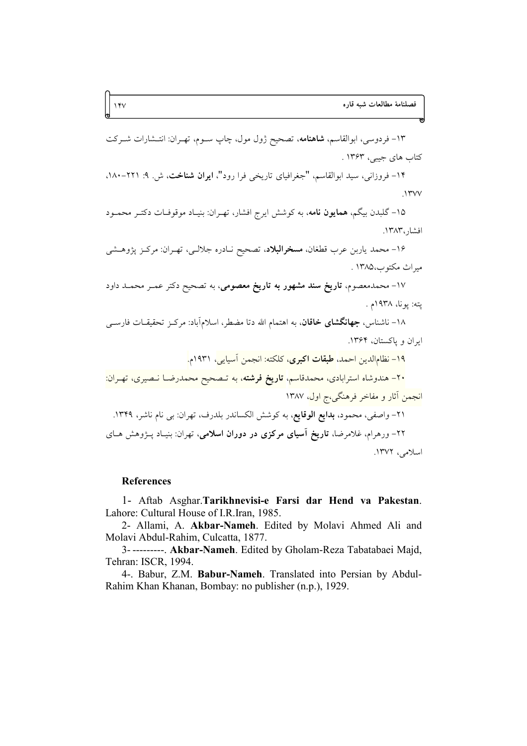۱۳- فردوسی، ابوالقاسم، **شاهنامه**، تصحیح ژول مول، چاپ سوم، تهران: انتشارات شرکت کتاب های جیبی، ۱۳۶۳ .

۱۴- فروزانی، سید ابوالقاسم، "جغرافیای تاریخی فرا رود"، **ایران شناخت**، ش. ۹: ۲۲۱-۱۸۰، ۱۳۷۷.

۱۵- گلبدن بیگم، **همایون نامه**، به کوشش ایرج افشار، تهران: بنیاد موقوفات دکتر محمود افشار،۱۳۸۳.

۱۶- محمد یاربن عرب قطغان، **مسخرالبلاد**، تصحیح نادره جلالی، تهران: مرکز پژوهشی میراث مکتوب،۱۳۸۵ .

۱۷- محمدمعصوم، **تاریخ سند مشهور به تاریخ معصومی**، به تصحیح دکتر عمر محمد داود پته: پونا، ۱۹۳۸م .

۱۸- ناشناس، **جهانگشای خاقان**، به اهتمام الله دتا مضطر، اسلام‌آباد: مرکز تحقیقات فارسی ایران و پاکستان، ۱۳۶۴.

۱۹- نظام‌الدین احمد، **طبقات اکبری**، کلکته: انجمن آسیایی، ۱۹۳۱م.

۲۰- هندوشاه استرابادی، محمدقاسم، **تاریخ فرشته**، به تصحیح محمدرضا نصیری، تهران: انجمن آثار و مفاخر فرهنگی،ج اول، ۱۳۸۷

۲۱- واصفی، محمود، **بدایع الوقایع**، به کوشش الکساندر بلدرف، تهران: بی نام ناشر، ۱۳۴۹.

۲۲- ورهرام، غلامرضا، **تاریخ آسیای مرکزی در دوران اسلامی**، تهران: بنیاد پژوهش های اسلامی، ۱۳۷۲.

## References

1- Aftab Asghar.**Tarikhnevisi-e Farsi dar Hend va Pakestan**. Lahore: Cultural House of I.R.Iran, 1985.

2- Allami, A. **Akbar-Nameh**. Edited by Molavi Ahmed Ali and Molavi Abdul-Rahim, Culcatta, 1877.

3- ---------. **Akbar-Nameh**. Edited by Gholam-Reza Tabatabaei Majd, Tehran: ISCR, 1994.

4-. Babur, Z.M. **Babur-Nameh**. Translated into Persian by Abdul-Rahim Khan Khanan, Bombay: no publisher (n.p.), 1929.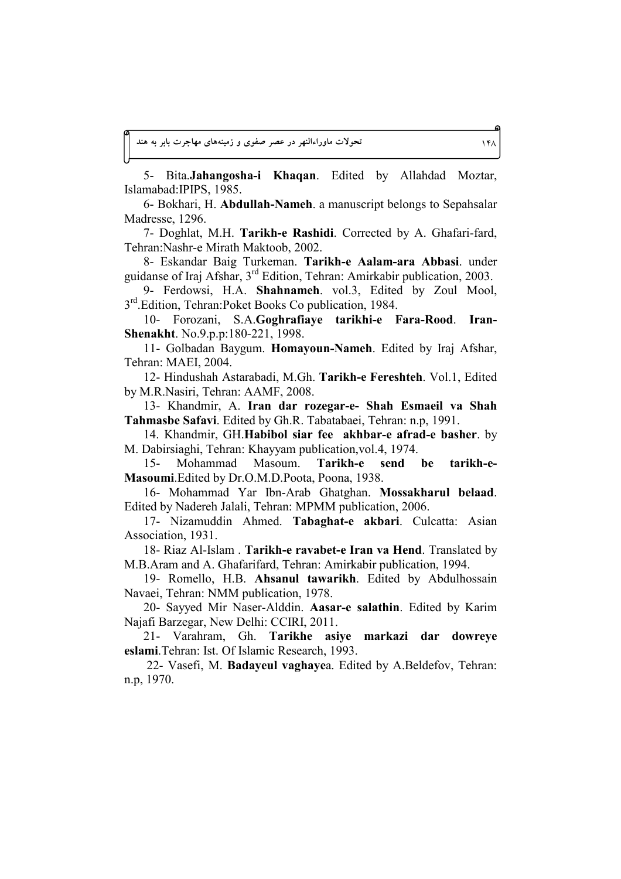5- Bita.**Jahangosha-i Khaqan**. Edited by Allahdad Moztar, Islamabad:IPIPS, 1985.

6- Bokhari, H. **Abdullah-Nameh**. a manuscript belongs to Sepahsalar Madresse, 1296.

7- Doghlat, M.H. **Tarikh-e Rashidi**. Corrected by A. Ghafari-fard, Tehran:Nashr-e Mirath Maktoob, 2002.

8- Eskandar Baig Turkeman. **Tarikh-e Aalam-ara Abbasi**. under guidanse of Iraj Afshar, 3rd Edition, Tehran: Amirkabir publication, 2003.

9- Ferdowsi, H.A. **Shahnameh**. vol.3, Edited by Zoul Mool, 3rd.Edition, Tehran:Poket Books Co publication, 1984.

10- Forozani, S.A.**Goghrafiaye tarikhi-e Fara-Rood**. **Iran-Shenakht**. No.9.p.p:180-221, 1998.

11- Golbadan Baygum. **Homayoun-Nameh**. Edited by Iraj Afshar, Tehran: MAEI, 2004.

12- Hindushah Astarabadi, M.Gh. **Tarikh-e Fereshteh**. Vol.1, Edited by M.R.Nasiri, Tehran: AAMF, 2008.

13- Khandmir, A. **Iran dar rozegar-e- Shah Esmaeil va Shah Tahmasbe Safavi**. Edited by Gh.R. Tabatabaei, Tehran: n.p, 1991.

14. Khandmir, GH.**Habibol siar fee akhbar-e afrad-e basher**. by M. Dabirsiaghi, Tehran: Khayyam publication,vol.4, 1974.

15- Mohammad Masoum. **Tarikh-e send be tarikh-e-Masoumi**.Edited by Dr.O.M.D.Poota, Poona, 1938.

16- Mohammad Yar Ibn-Arab Ghatghan. **Mossakharul belaad**. Edited by Nadereh Jalali, Tehran: MPMM publication, 2006.

17- Nizamuddin Ahmed. **Tabaghat-e akbari**. Culcatta: Asian Association, 1931.

18- Riaz Al-Islam . **Tarikh-e ravabet-e Iran va Hend**. Translated by M.B.Aram and A. Ghafarifard, Tehran: Amirkabir publication, 1994.

19- Romello, H.B. **Ahsanul tawarikh**. Edited by Abdulhossain Navaei, Tehran: NMM publication, 1978.

20- Sayyed Mir Naser-Alddin. **Aasar-e salathin**. Edited by Karim Najafi Barzegar, New Delhi: CCIRI, 2011.

21- Varahram, Gh. **Tarikhe asiye markazi dar dowreye eslami**.Tehran: Ist. Of Islamic Research, 1993.

22- Vasefi, M. **Badayeul vaghaye**a. Edited by A.Beldefov, Tehran: n.p, 1970.